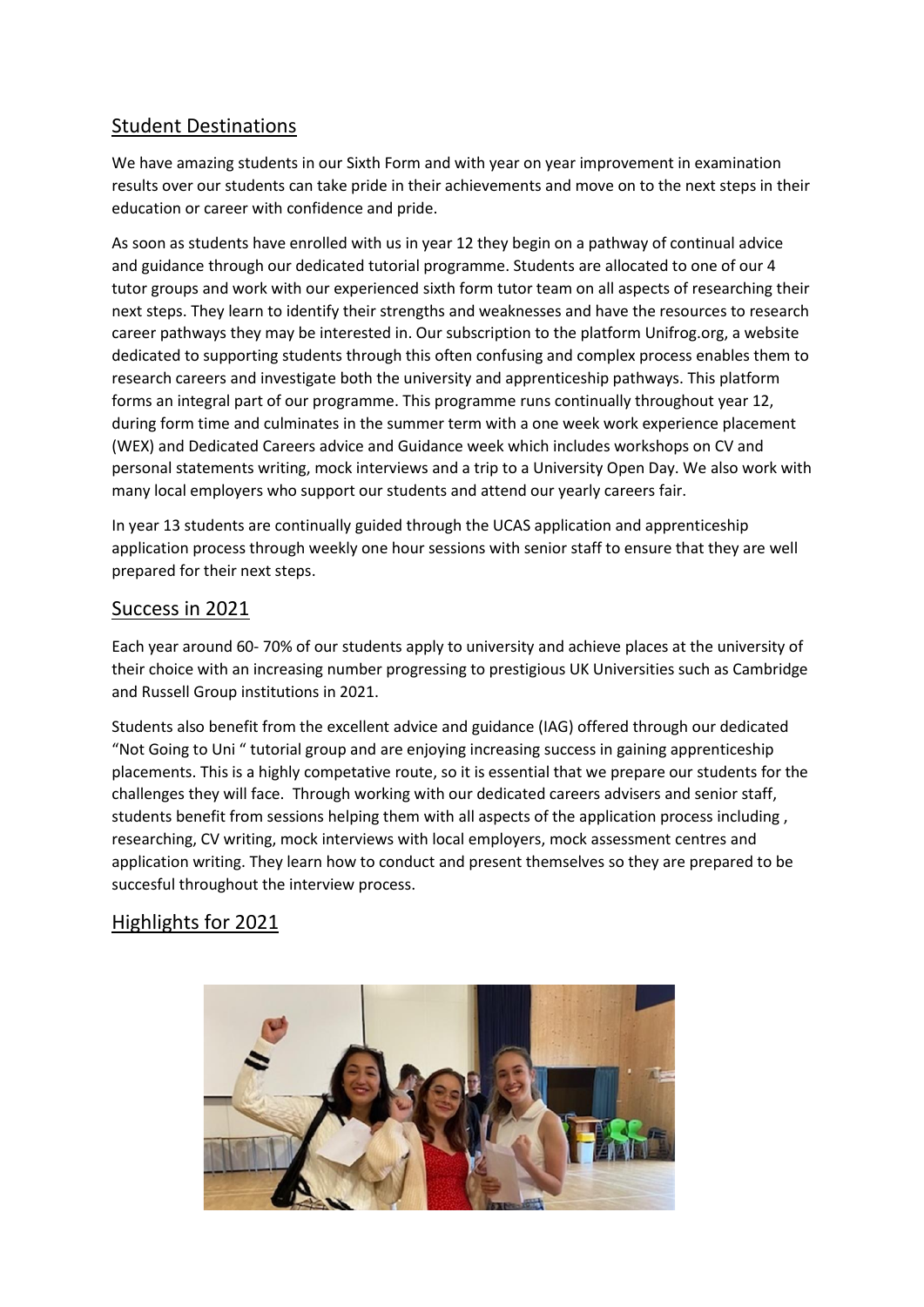## Student Destinations

We have amazing students in our Sixth Form and with year on year improvement in examination results over our students can take pride in their achievements and move on to the next steps in their education or career with confidence and pride.

As soon as students have enrolled with us in year 12 they begin on a pathway of continual advice and guidance through our dedicated tutorial programme. Students are allocated to one of our 4 tutor groups and work with our experienced sixth form tutor team on all aspects of researching their next steps. They learn to identify their strengths and weaknesses and have the resources to research career pathways they may be interested in. Our subscription to the platform Unifrog.org, a website dedicated to supporting students through this often confusing and complex process enables them to research careers and investigate both the university and apprenticeship pathways. This platform forms an integral part of our programme. This programme runs continually throughout year 12, during form time and culminates in the summer term with a one week work experience placement (WEX) and Dedicated Careers advice and Guidance week which includes workshops on CV and personal statements writing, mock interviews and a trip to a University Open Day. We also work with many local employers who support our students and attend our yearly careers fair.

In year 13 students are continually guided through the UCAS application and apprenticeship application process through weekly one hour sessions with senior staff to ensure that they are well prepared for their next steps.

## Success in 2021

Each year around 60- 70% of our students apply to university and achieve places at the university of their choice with an increasing number progressing to prestigious UK Universities such as Cambridge and Russell Group institutions in 2021.

Students also benefit from the excellent advice and guidance (IAG) offered through our dedicated "Not Going to Uni " tutorial group and are enjoying increasing success in gaining apprenticeship placements. This is a highly competative route, so it is essential that we prepare our students for the challenges they will face. Through working with our dedicated careers advisers and senior staff, students benefit from sessions helping them with all aspects of the application process including , researching, CV writing, mock interviews with local employers, mock assessment centres and application writing. They learn how to conduct and present themselves so they are prepared to be succesful throughout the interview process.

## Highlights for 2021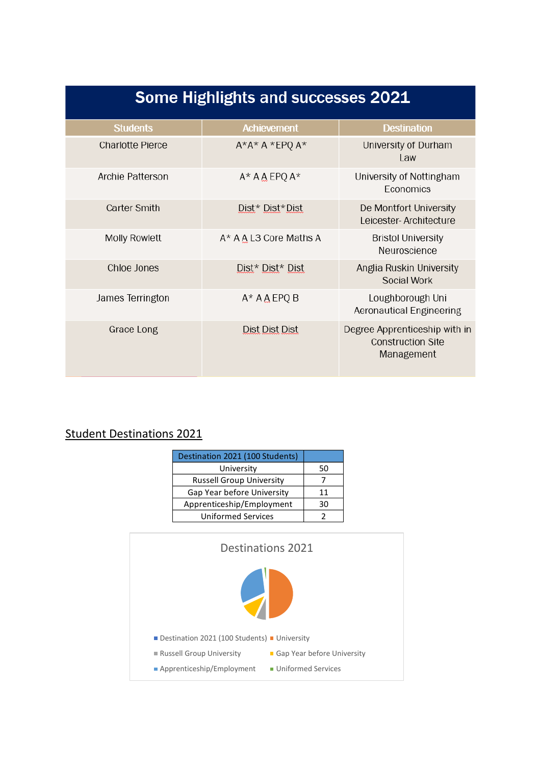## Some Highlights and successes 2021

| Students | Achievement | Destination |
|---|---|---|
| Charlotte Pierce | A*A* A *EPQ A* | University of Durham Law |
| Archie Patterson | A* A A EPQ A* | University of Nottingham Economics |
| Carter Smith | Dist* Dist* Dist | De Montfort University Leicester- Architecture |
| Molly Rowlett | A* A A L3 Core Maths A | Bristol University Neuroscience |
| Chloe Jones | Dist* Dist* Dist | Anglia Ruskin University Social Work |
| James Terrington | A* A A EPQ B | Loughborough Uni Aeronautical Engineering |
| Grace Long | Dist Dist Dist | Degree Apprenticeship with in Construction Site Management |

## Student Destinations 2021

| Destination 2021 (100 Students) | |
|---|---|
| University | 50 |
| Russell Group University | 7 |
| Gap Year before University | 11 |
| Apprenticeship/Employment | 30 |
| Uniformed Services | 2 |

Destinations 2021

- Destination 2021 (100 Students)
- University
- Russell Group University
- Gap Year before University
- Apprenticeship/Employment
- Uniformed Services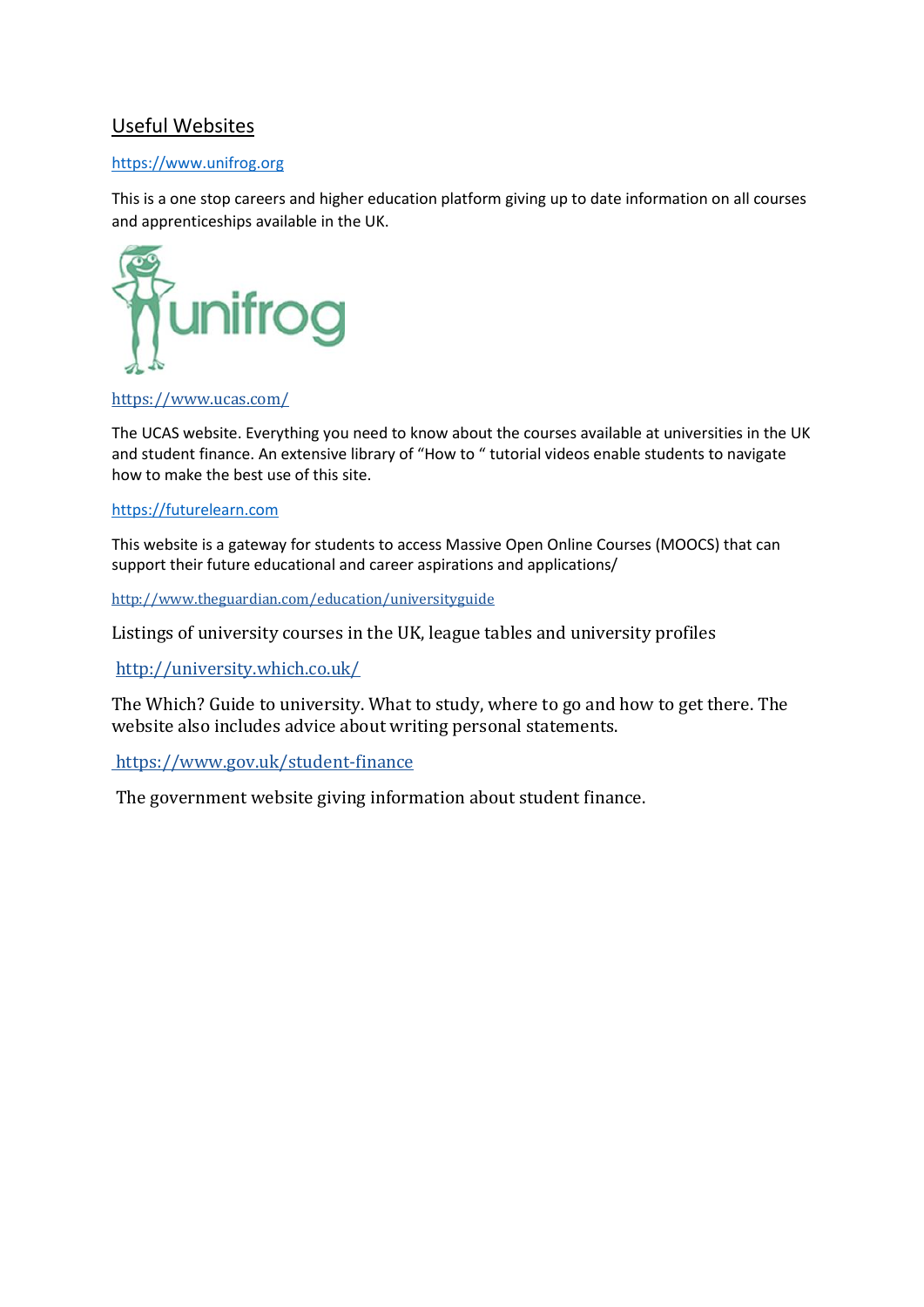## Useful Websites

https://www.unifrog.org

This is a one stop careers and higher education platform giving up to date information on all courses and apprenticeships available in the UK.

unifrog

https://www.ucas.com/

The UCAS website. Everything you need to know about the courses available at universities in the UK and student finance. An extensive library of "How to " tutorial videos enable students to navigate how to make the best use of this site.

https://futurelearn.com

This website is a gateway for students to access Massive Open Online Courses (MOOCS) that can support their future educational and career aspirations and applications/

http://www.theguardian.com/education/universityguide

Listings of university courses in the UK, league tables and university profiles

http://university.which.co.uk/

The Which? Guide to university. What to study, where to go and how to get there. The website also includes advice about writing personal statements.

https://www.gov.uk/student-finance

The government website giving information about student finance.